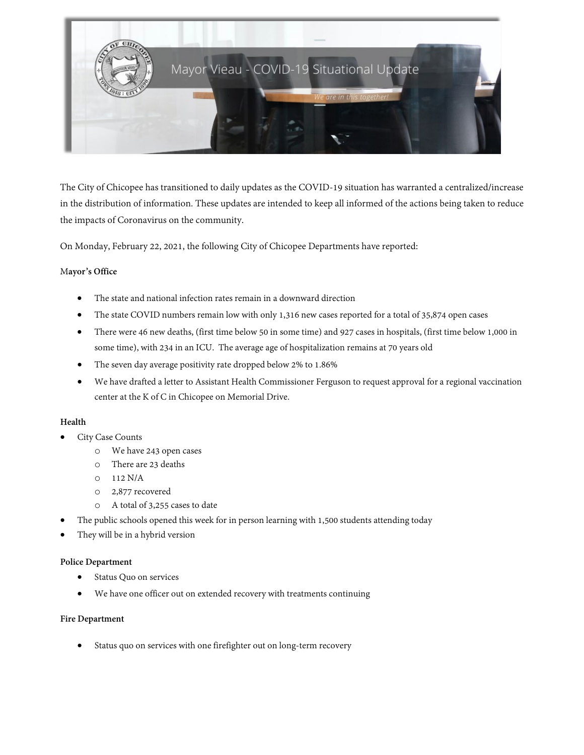# Mayor Vieau - COVID-19 Situational Update

*We are in this together!*

The City of Chicopee has transitioned to daily updates as the COVID-19 situation has warranted a centralized/increase in the distribution of information. These updates are intended to keep all informed of the actions being taken to reduce the impacts of Coronavirus on the community.

On Monday, February 22, 2021, the following City of Chicopee Departments have reported:

**Mayor's Office**

- The state and national infection rates remain in a downward direction
- The state COVID numbers remain low with only 1,316 new cases reported for a total of 35,874 open cases
- There were 46 new deaths, (first time below 50 in some time) and 927 cases in hospitals, (first time below 1,000 in some time), with 234 in an ICU. The average age of hospitalization remains at 70 years old
- The seven day average positivity rate dropped below 2% to 1.86%
- We have drafted a letter to Assistant Health Commissioner Ferguson to request approval for a regional vaccination center at the K of C in Chicopee on Memorial Drive.

**Health**

- City Case Counts
  - We have 243 open cases
  - There are 23 deaths
  - 112 N/A
  - 2,877 recovered
  - A total of 3,255 cases to date
- The public schools opened this week for in person learning with 1,500 students attending today
- They will be in a hybrid version

**Police Department**

- Status Quo on services
- We have one officer out on extended recovery with treatments continuing

**Fire Department**

- Status quo on services with one firefighter out on long-term recovery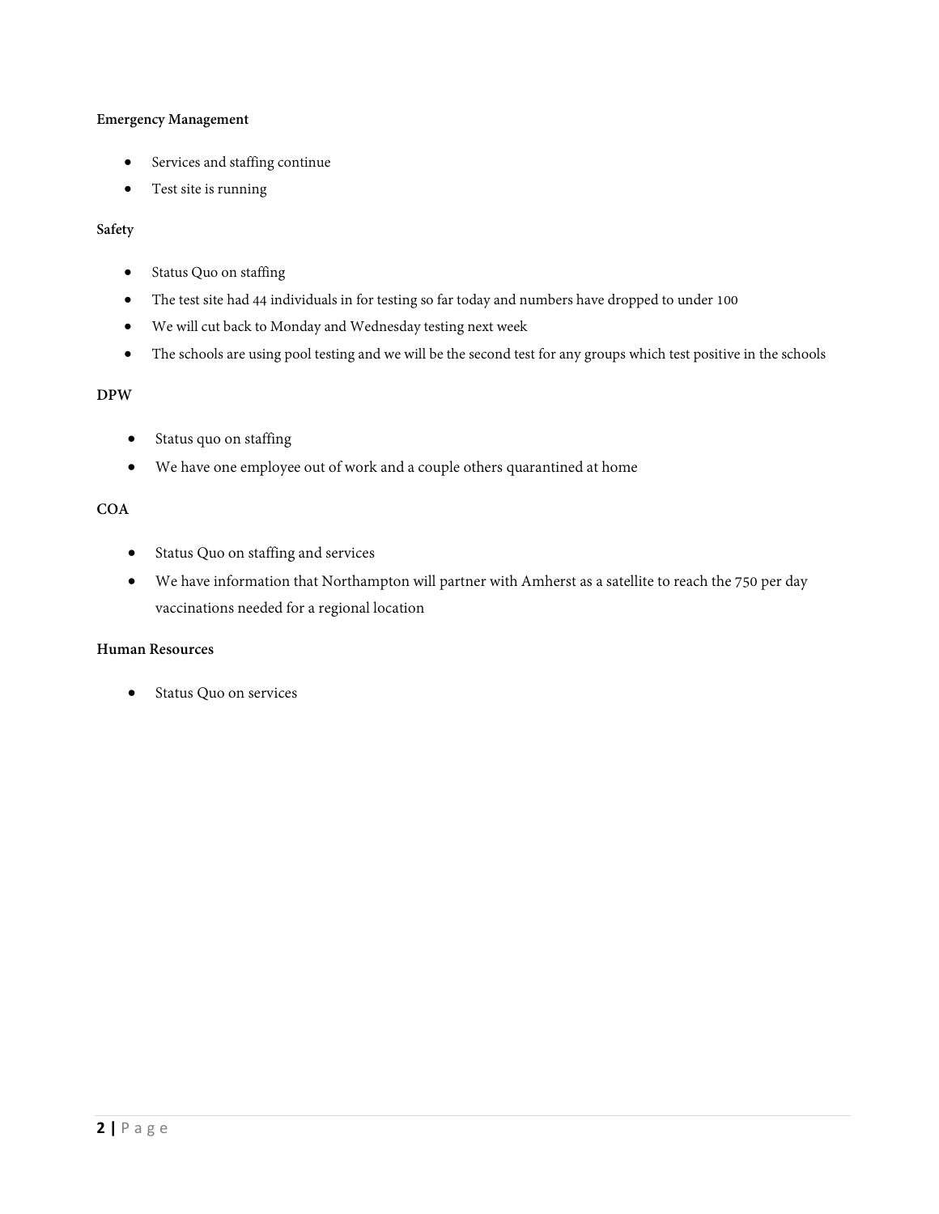**Emergency Management**

- Services and staffing continue
- Test site is running

**Safety**

- Status Quo on staffing
- The test site had 44 individuals in for testing so far today and numbers have dropped to under 100
- We will cut back to Monday and Wednesday testing next week
- The schools are using pool testing and we will be the second test for any groups which test positive in the schools

**DPW**

- Status quo on staffing
- We have one employee out of work and a couple others quarantined at home

**COA**

- Status Quo on staffing and services
- We have information that Northampton will partner with Amherst as a satellite to reach the 750 per day vaccinations needed for a regional location

**Human Resources**

- Status Quo on services